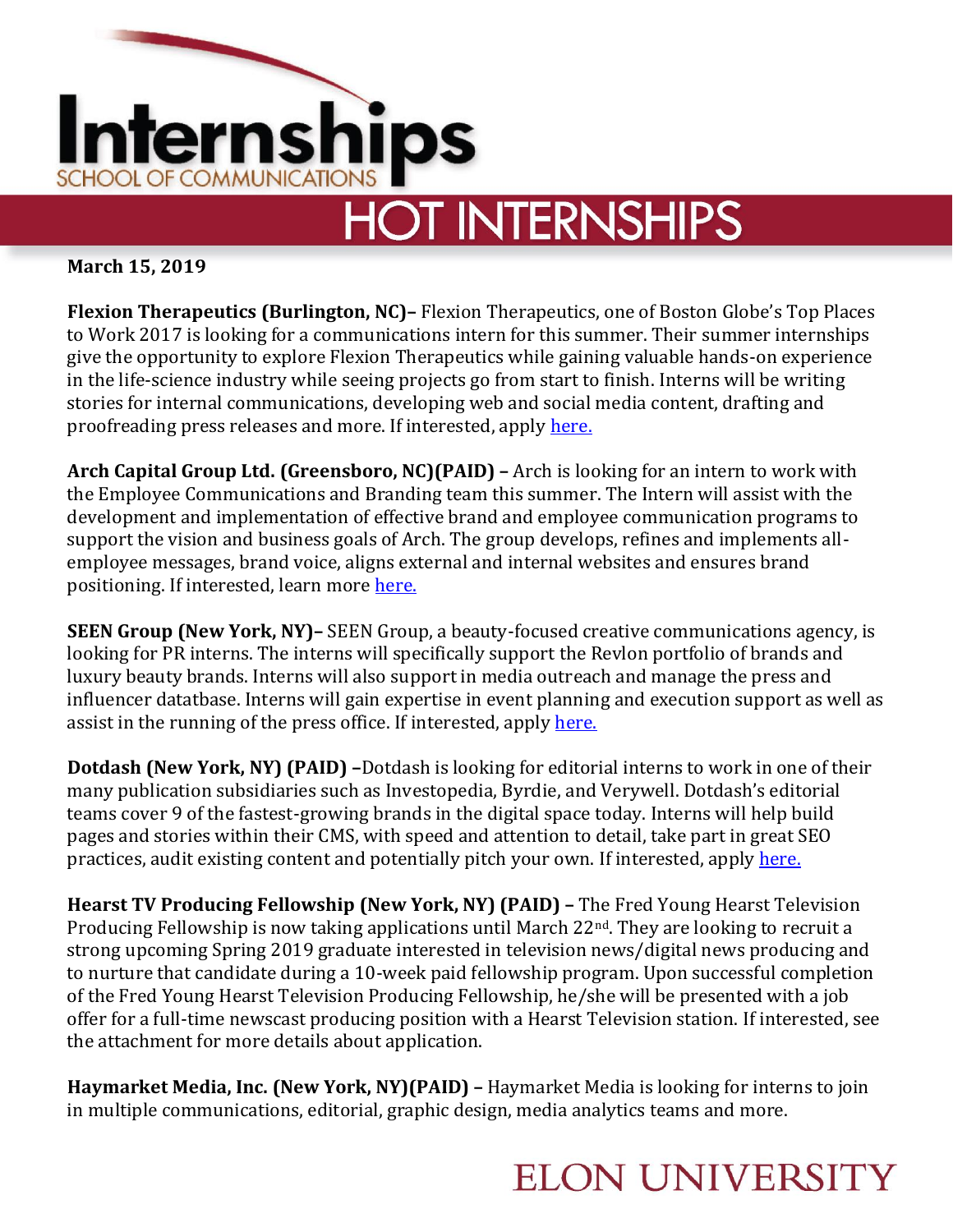# Internships
SCHOOL OF COMMUNICATIONS

## HOT INTERNSHIPS

**March 15, 2019**

**Flexion Therapeutics (Burlington, NC)–** Flexion Therapeutics, one of Boston Globe's Top Places to Work 2017 is looking for a communications intern for this summer. Their summer internships give the opportunity to explore Flexion Therapeutics while gaining valuable hands-on experience in the life-science industry while seeing projects go from start to finish. Interns will be writing stories for internal communications, developing web and social media content, drafting and proofreading press releases and more. If interested, apply here.

**Arch Capital Group Ltd. (Greensboro, NC)(PAID) –** Arch is looking for an intern to work with the Employee Communications and Branding team this summer. The Intern will assist with the development and implementation of effective brand and employee communication programs to support the vision and business goals of Arch. The group develops, refines and implements all-employee messages, brand voice, aligns external and internal websites and ensures brand positioning. If interested, learn more here.

**SEEN Group (New York, NY)–** SEEN Group, a beauty-focused creative communications agency, is looking for PR interns. The interns will specifically support the Revlon portfolio of brands and luxury beauty brands. Interns will also support in media outreach and manage the press and influencer datatbase. Interns will gain expertise in event planning and execution support as well as assist in the running of the press office. If interested, apply here.

**Dotdash (New York, NY) (PAID) –**Dotdash is looking for editorial interns to work in one of their many publication subsidiaries such as Investopedia, Byrdie, and Verywell. Dotdash's editorial teams cover 9 of the fastest-growing brands in the digital space today. Interns will help build pages and stories within their CMS, with speed and attention to detail, take part in great SEO practices, audit existing content and potentially pitch your own. If interested, apply here.

**Hearst TV Producing Fellowship (New York, NY) (PAID) –** The Fred Young Hearst Television Producing Fellowship is now taking applications until March 22nd. They are looking to recruit a strong upcoming Spring 2019 graduate interested in television news/digital news producing and to nurture that candidate during a 10-week paid fellowship program. Upon successful completion of the Fred Young Hearst Television Producing Fellowship, he/she will be presented with a job offer for a full-time newscast producing position with a Hearst Television station. If interested, see the attachment for more details about application.

**Haymarket Media, Inc. (New York, NY)(PAID) –** Haymarket Media is looking for interns to join in multiple communications, editorial, graphic design, media analytics teams and more.

ELON UNIVERSITY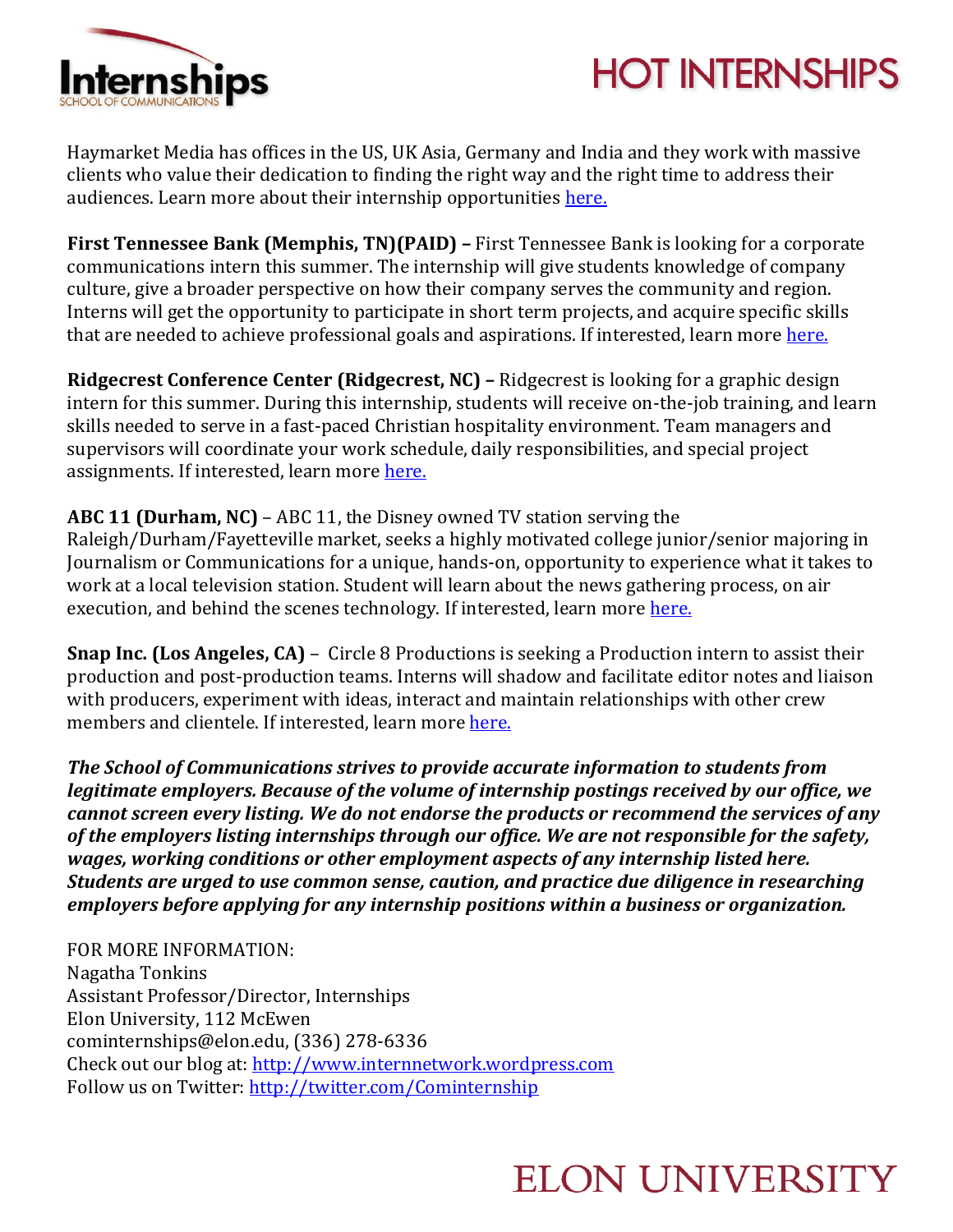Haymarket Media has offices in the US, UK Asia, Germany and India and they work with massive clients who value their dedication to finding the right way and the right time to address their audiences. Learn more about their internship opportunities here.

**First Tennessee Bank (Memphis, TN)(PAID) –** First Tennessee Bank is looking for a corporate communications intern this summer. The internship will give students knowledge of company culture, give a broader perspective on how their company serves the community and region. Interns will get the opportunity to participate in short term projects, and acquire specific skills that are needed to achieve professional goals and aspirations. If interested, learn more here.

**Ridgecrest Conference Center (Ridgecrest, NC) –** Ridgecrest is looking for a graphic design intern for this summer. During this internship, students will receive on-the-job training, and learn skills needed to serve in a fast-paced Christian hospitality environment. Team managers and supervisors will coordinate your work schedule, daily responsibilities, and special project assignments. If interested, learn more here.

**ABC 11 (Durham, NC)** – ABC 11, the Disney owned TV station serving the Raleigh/Durham/Fayetteville market, seeks a highly motivated college junior/senior majoring in Journalism or Communications for a unique, hands-on, opportunity to experience what it takes to work at a local television station. Student will learn about the news gathering process, on air execution, and behind the scenes technology. If interested, learn more here.

**Snap Inc. (Los Angeles, CA)** – Circle 8 Productions is seeking a Production intern to assist their production and post-production teams. Interns will shadow and facilitate editor notes and liaison with producers, experiment with ideas, interact and maintain relationships with other crew members and clientele. If interested, learn more here.

***The School of Communications strives to provide accurate information to students from legitimate employers. Because of the volume of internship postings received by our office, we cannot screen every listing. We do not endorse the products or recommend the services of any of the employers listing internships through our office. We are not responsible for the safety, wages, working conditions or other employment aspects of any internship listed here. Students are urged to use common sense, caution, and practice due diligence in researching employers before applying for any internship positions within a business or organization.***

FOR MORE INFORMATION:
Nagatha Tonkins
Assistant Professor/Director, Internships
Elon University, 112 McEwen
cominternships@elon.edu, (336) 278-6336
Check out our blog at: http://www.internnetwork.wordpress.com
Follow us on Twitter: http://twitter.com/Cominternship